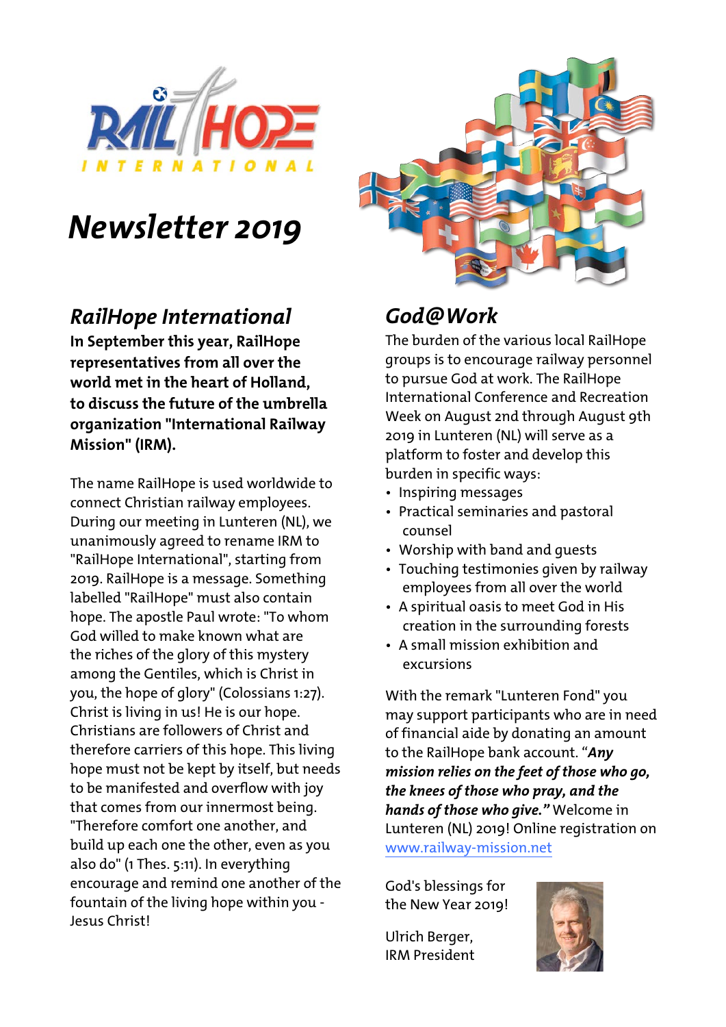RAIL HOPE INTERNATIONAL

# Newsletter 2019

## RailHope International

**In September this year, RailHope representatives from all over the world met in the heart of Holland, to discuss the future of the umbrella organization "International Railway Mission" (IRM).**

The name RailHope is used worldwide to connect Christian railway employees. During our meeting in Lunteren (NL), we unanimously agreed to rename IRM to "RailHope International", starting from 2019. RailHope is a message. Something labelled "RailHope" must also contain hope. The apostle Paul wrote: "To whom God willed to make known what are the riches of the glory of this mystery among the Gentiles, which is Christ in you, the hope of glory" (Colossians 1:27). Christ is living in us! He is our hope. Christians are followers of Christ and therefore carriers of this hope. This living hope must not be kept by itself, but needs to be manifested and overflow with joy that comes from our innermost being. "Therefore comfort one another, and build up each one the other, even as you also do" (1 Thes. 5:11). In everything encourage and remind one another of the fountain of the living hope within you - Jesus Christ!

## God@Work

The burden of the various local RailHope groups is to encourage railway personnel to pursue God at work. The RailHope International Conference and Recreation Week on August 2nd through August 9th 2019 in Lunteren (NL) will serve as a platform to foster and develop this burden in specific ways:

- Inspiring messages
- Practical seminaries and pastoral counsel
- Worship with band and guests
- Touching testimonies given by railway employees from all over the world
- A spiritual oasis to meet God in His creation in the surrounding forests
- A small mission exhibition and excursions

With the remark "Lunteren Fond" you may support participants who are in need of financial aide by donating an amount to the RailHope bank account. "***Any mission relies on the feet of those who go, the knees of those who pray, and the hands of those who give."*** Welcome in Lunteren (NL) 2019! Online registration on www.railway-mission.net

God's blessings for the New Year 2019!

Ulrich Berger,
IRM President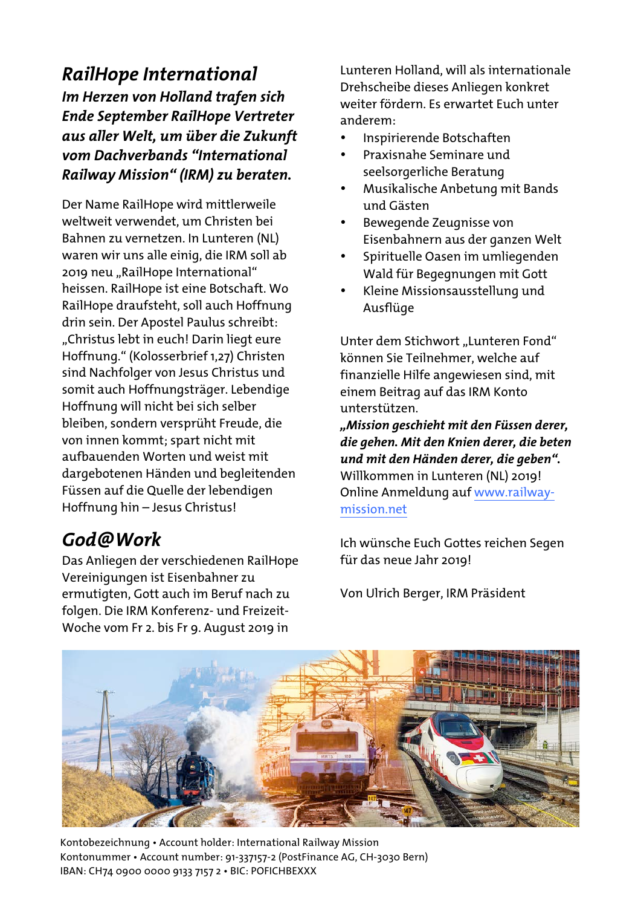## *RailHope International*

***Im Herzen von Holland trafen sich Ende September RailHope Vertreter aus aller Welt, um über die Zukunft vom Dachverbands "International Railway Mission" (IRM) zu beraten.***

Der Name RailHope wird mittlerweile weltweit verwendet, um Christen bei Bahnen zu vernetzen. In Lunteren (NL) waren wir uns alle einig, die IRM soll ab 2019 neu „RailHope International" heissen. RailHope ist eine Botschaft. Wo RailHope draufsteht, soll auch Hoffnung drin sein. Der Apostel Paulus schreibt: „Christus lebt in euch! Darin liegt eure Hoffnung." (Kolosserbrief 1,27) Christen sind Nachfolger von Jesus Christus und somit auch Hoffnungsträger. Lebendige Hoffnung will nicht bei sich selber bleiben, sondern versprüht Freude, die von innen kommt; spart nicht mit aufbauenden Worten und weist mit dargebotenen Händen und begleitenden Füssen auf die Quelle der lebendigen Hoffnung hin – Jesus Christus!

## *God@Work*

Das Anliegen der verschiedenen RailHope Vereinigungen ist Eisenbahner zu ermutigten, Gott auch im Beruf nach zu folgen. Die IRM Konferenz- und Freizeit-Woche vom Fr 2. bis Fr 9. August 2019 in Lunteren Holland, will als internationale Drehscheibe dieses Anliegen konkret weiter fördern. Es erwartet Euch unter anderem:

- Inspirierende Botschaften
- Praxisnahe Seminare und seelsorgerliche Beratung
- Musikalische Anbetung mit Bands und Gästen
- Bewegende Zeugnisse von Eisenbahnern aus der ganzen Welt
- Spirituelle Oasen im umliegenden Wald für Begegnungen mit Gott
- Kleine Missionsausstellung und Ausflüge

Unter dem Stichwort „Lunteren Fond" können Sie Teilnehmer, welche auf finanzielle Hilfe angewiesen sind, mit einem Beitrag auf das IRM Konto unterstützen.

***„Mission geschieht mit den Füssen derer, die gehen. Mit den Knien derer, die beten und mit den Händen derer, die geben".***

Willkommen in Lunteren (NL) 2019!
Online Anmeldung auf www.railway-mission.net

Ich wünsche Euch Gottes reichen Segen für das neue Jahr 2019!

Von Ulrich Berger, IRM Präsident

Kontobezeichnung • Account holder: International Railway Mission
Kontonummer • Account number: 91-337157-2 (PostFinance AG, CH-3030 Bern)
IBAN: CH74 0900 0000 9133 7157 2 • BIC: POFICHBEXXX